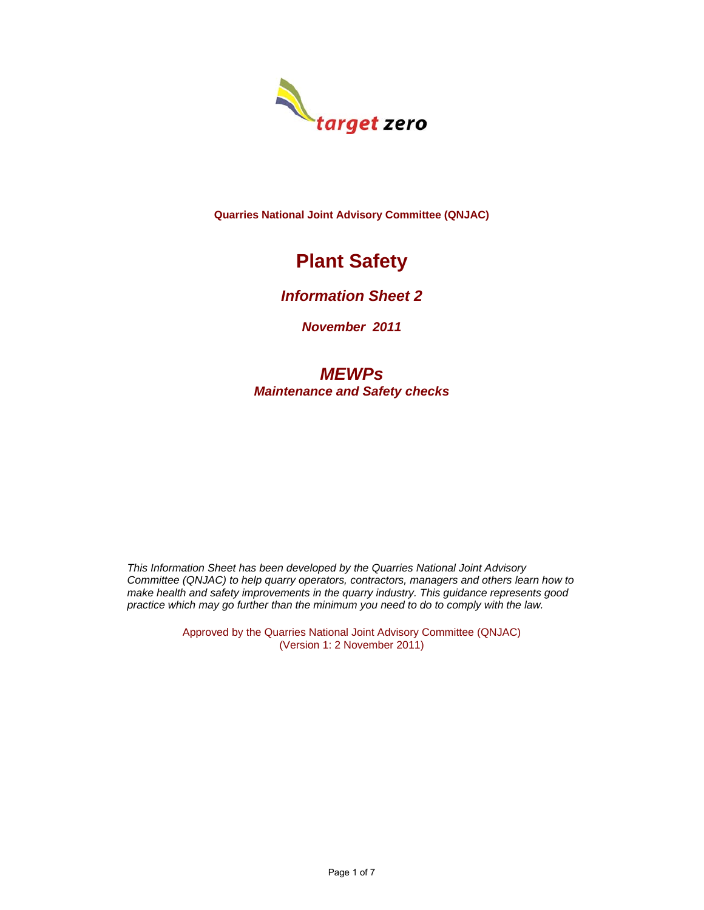target zero

**Quarries National Joint Advisory Committee (QNJAC)**

# Plant Safety

## *Information Sheet 2*

***November 2011***

## *MEWPs*

***Maintenance and Safety checks***

*This Information Sheet has been developed by the Quarries National Joint Advisory Committee (QNJAC) to help quarry operators, contractors, managers and others learn how to make health and safety improvements in the quarry industry. This guidance represents good practice which may go further than the minimum you need to do to comply with the law.*

Approved by the Quarries National Joint Advisory Committee (QNJAC)
(Version 1: 2 November 2011)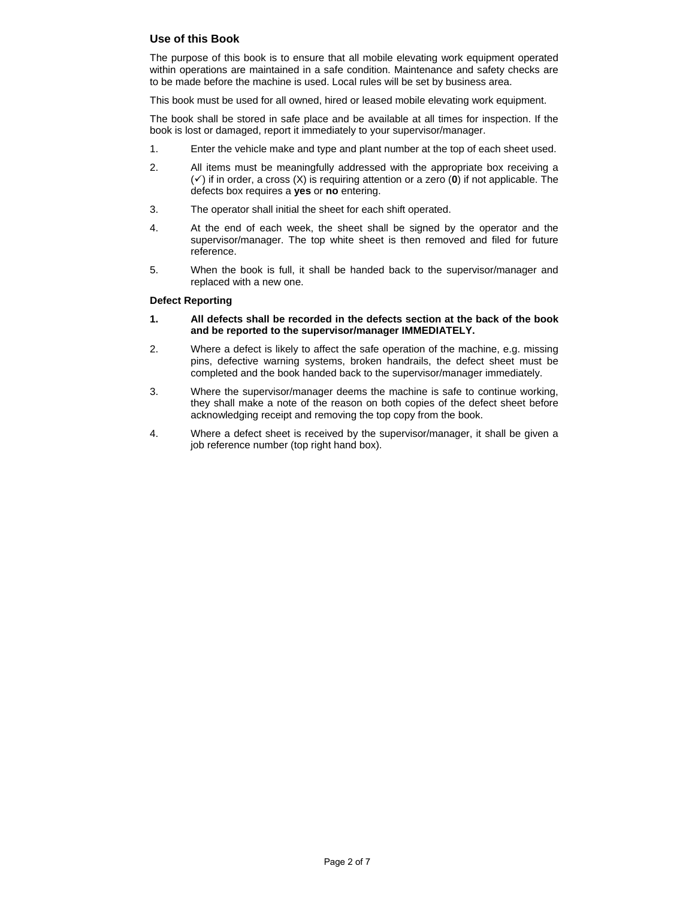## Use of this Book

The purpose of this book is to ensure that all mobile elevating work equipment operated within operations are maintained in a safe condition. Maintenance and safety checks are to be made before the machine is used. Local rules will be set by business area.

This book must be used for all owned, hired or leased mobile elevating work equipment.

The book shall be stored in safe place and be available at all times for inspection. If the book is lost or damaged, report it immediately to your supervisor/manager.

1. Enter the vehicle make and type and plant number at the top of each sheet used.
2. All items must be meaningfully addressed with the appropriate box receiving a (✓) if in order, a cross (X) is requiring attention or a zero (**0**) if not applicable. The defects box requires a **yes** or **no** entering.
3. The operator shall initial the sheet for each shift operated.
4. At the end of each week, the sheet shall be signed by the operator and the supervisor/manager. The top white sheet is then removed and filed for future reference.
5. When the book is full, it shall be handed back to the supervisor/manager and replaced with a new one.

### Defect Reporting

1. **All defects shall be recorded in the defects section at the back of the book and be reported to the supervisor/manager IMMEDIATELY.**
2. Where a defect is likely to affect the safe operation of the machine, e.g. missing pins, defective warning systems, broken handrails, the defect sheet must be completed and the book handed back to the supervisor/manager immediately.
3. Where the supervisor/manager deems the machine is safe to continue working, they shall make a note of the reason on both copies of the defect sheet before acknowledging receipt and removing the top copy from the book.
4. Where a defect sheet is received by the supervisor/manager, it shall be given a job reference number (top right hand box).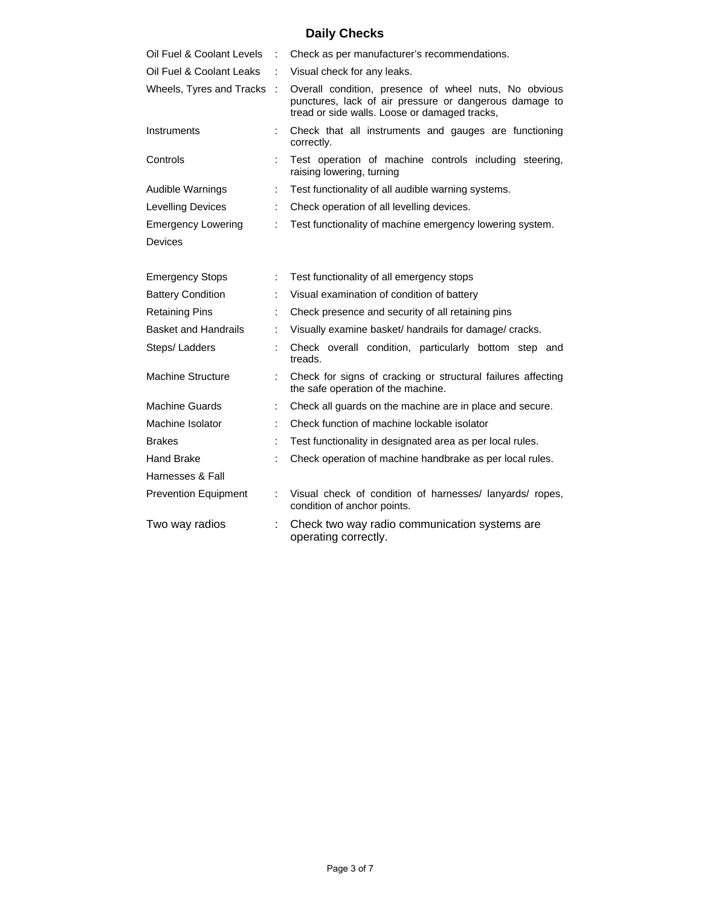## Daily Checks

| | | |
|---|---|---|
| Oil Fuel & Coolant Levels | : | Check as per manufacturer's recommendations. |
| Oil Fuel & Coolant Leaks | : | Visual check for any leaks. |
| Wheels, Tyres and Tracks | : | Overall condition, presence of wheel nuts, No obvious punctures, lack of air pressure or dangerous damage to tread or side walls. Loose or damaged tracks, |
| Instruments | : | Check that all instruments and gauges are functioning correctly. |
| Controls | : | Test operation of machine controls including steering, raising lowering, turning |
| Audible Warnings | : | Test functionality of all audible warning systems. |
| Levelling Devices | : | Check operation of all levelling devices. |
| Emergency Lowering Devices | : | Test functionality of machine emergency lowering system. |
| Emergency Stops | : | Test functionality of all emergency stops |
| Battery Condition | : | Visual examination of condition of battery |
| Retaining Pins | : | Check presence and security of all retaining pins |
| Basket and Handrails | : | Visually examine basket/ handrails for damage/ cracks. |
| Steps/ Ladders | : | Check overall condition, particularly bottom step and treads. |
| Machine Structure | : | Check for signs of cracking or structural failures affecting the safe operation of the machine. |
| Machine Guards | : | Check all guards on the machine are in place and secure. |
| Machine Isolator | : | Check function of machine lockable isolator |
| Brakes | : | Test functionality in designated area as per local rules. |
| Hand Brake | : | Check operation of machine handbrake as per local rules. |
| Harnesses & Fall Prevention Equipment | : | Visual check of condition of harnesses/ lanyards/ ropes, condition of anchor points. |
| Two way radios | : | Check two way radio communication systems are operating correctly. |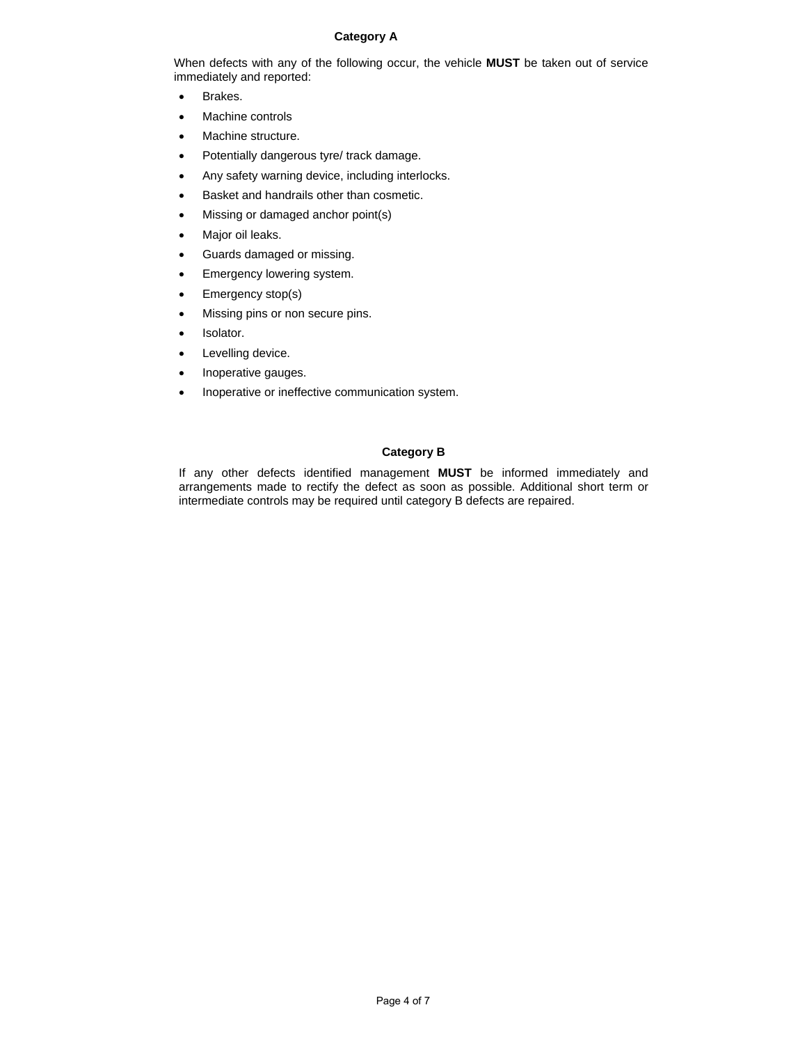## Category A

When defects with any of the following occur, the vehicle **MUST** be taken out of service immediately and reported:

- Brakes.
- Machine controls
- Machine structure.
- Potentially dangerous tyre/ track damage.
- Any safety warning device, including interlocks.
- Basket and handrails other than cosmetic.
- Missing or damaged anchor point(s)
- Major oil leaks.
- Guards damaged or missing.
- Emergency lowering system.
- Emergency stop(s)
- Missing pins or non secure pins.
- Isolator.
- Levelling device.
- Inoperative gauges.
- Inoperative or ineffective communication system.

## Category B

If any other defects identified management **MUST** be informed immediately and arrangements made to rectify the defect as soon as possible. Additional short term or intermediate controls may be required until category B defects are repaired.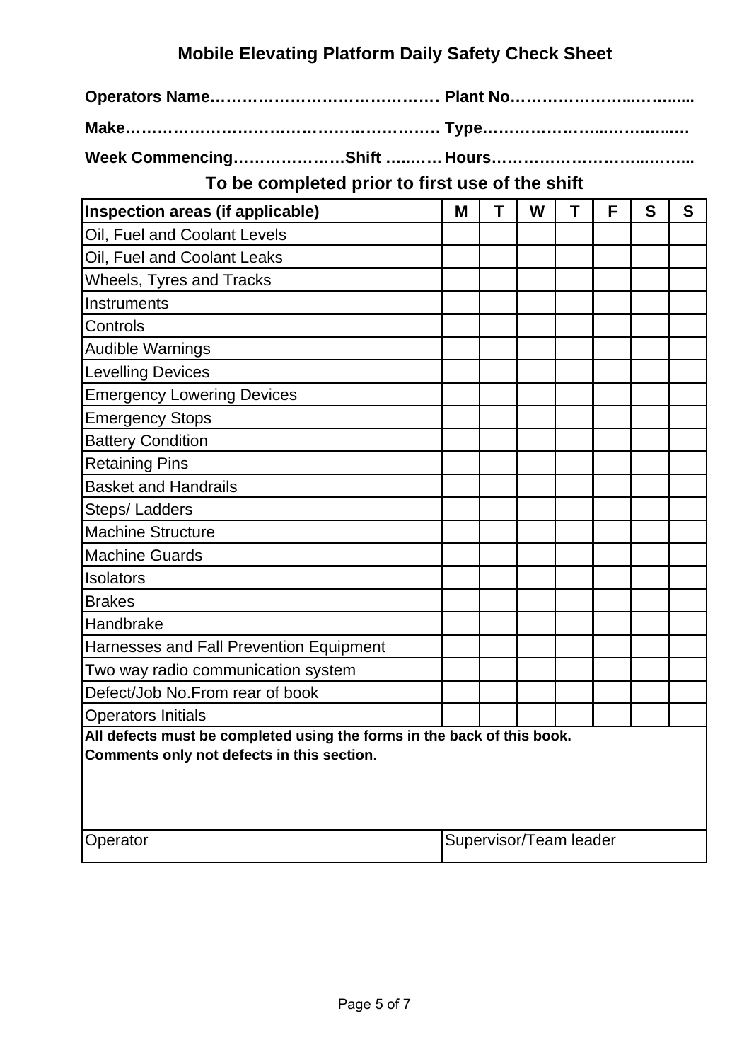# Mobile Elevating Platform Daily Safety Check Sheet

**Operators Name…………………………………… Plant No…………………..……......**

**Make………………………………………………… Type…………………...………..…**

**Week Commencing…………………Shift …..…… Hours………………………..……..**

## To be completed prior to first use of the shift

| Inspection areas (if applicable) | M | T | W | T | F | S | S |
|---|---|---|---|---|---|---|---|
| Oil, Fuel and Coolant Levels | | | | | | | |
| Oil, Fuel and Coolant Leaks | | | | | | | |
| Wheels, Tyres and Tracks | | | | | | | |
| Instruments | | | | | | | |
| Controls | | | | | | | |
| Audible Warnings | | | | | | | |
| Levelling Devices | | | | | | | |
| Emergency Lowering Devices | | | | | | | |
| Emergency Stops | | | | | | | |
| Battery Condition | | | | | | | |
| Retaining Pins | | | | | | | |
| Basket and Handrails | | | | | | | |
| Steps/ Ladders | | | | | | | |
| Machine Structure | | | | | | | |
| Machine Guards | | | | | | | |
| Isolators | | | | | | | |
| Brakes | | | | | | | |
| Handbrake | | | | | | | |
| Harnesses and Fall Prevention Equipment | | | | | | | |
| Two way radio communication system | | | | | | | |
| Defect/Job No.From rear of book | | | | | | | |
| Operators Initials | | | | | | | |

**All defects must be completed using the forms in the back of this book.**
**Comments only not defects in this section.**

| Operator | Supervisor/Team leader |
|---|---|
| | |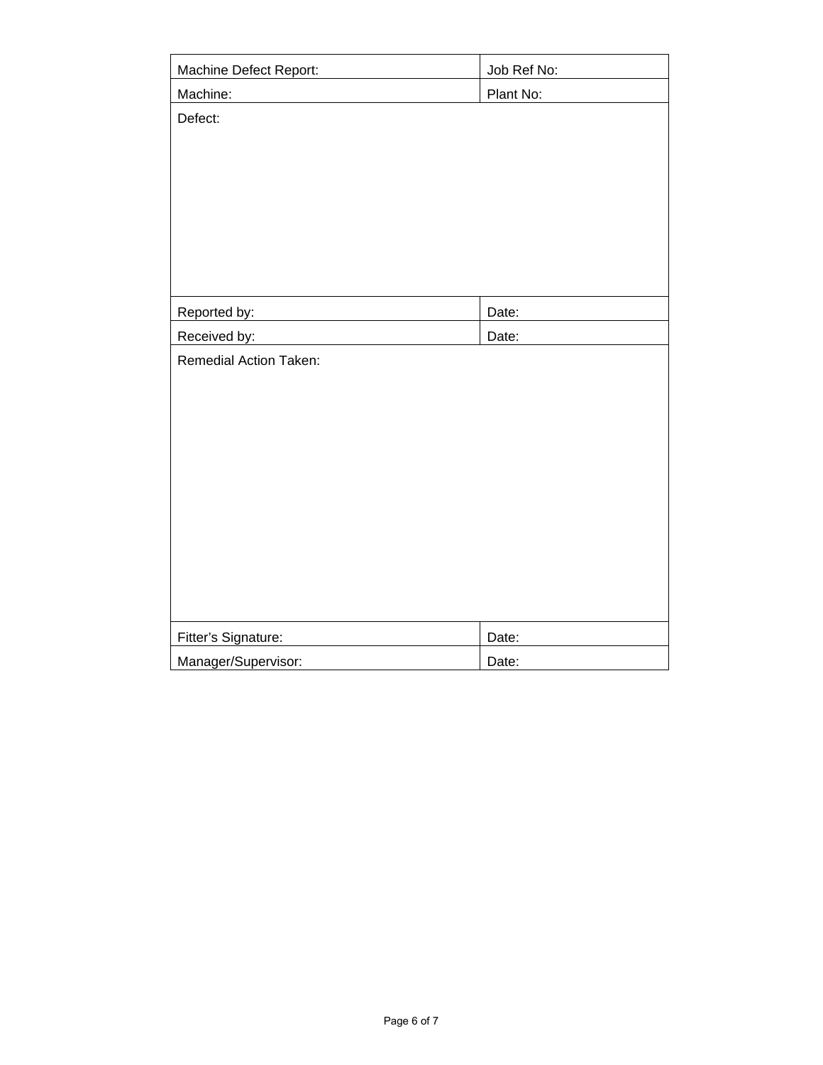| Machine Defect Report: | Job Ref No: |
| --- | --- |
| Machine: | Plant No: |
| Defect:<br><br><br><br><br><br><br> | |
| Reported by: | Date: |
| Received by: | Date: |
| Remedial Action Taken:<br><br><br><br><br><br><br><br><br> | |
| Fitter’s Signature: | Date: |
| Manager/Supervisor: | Date: |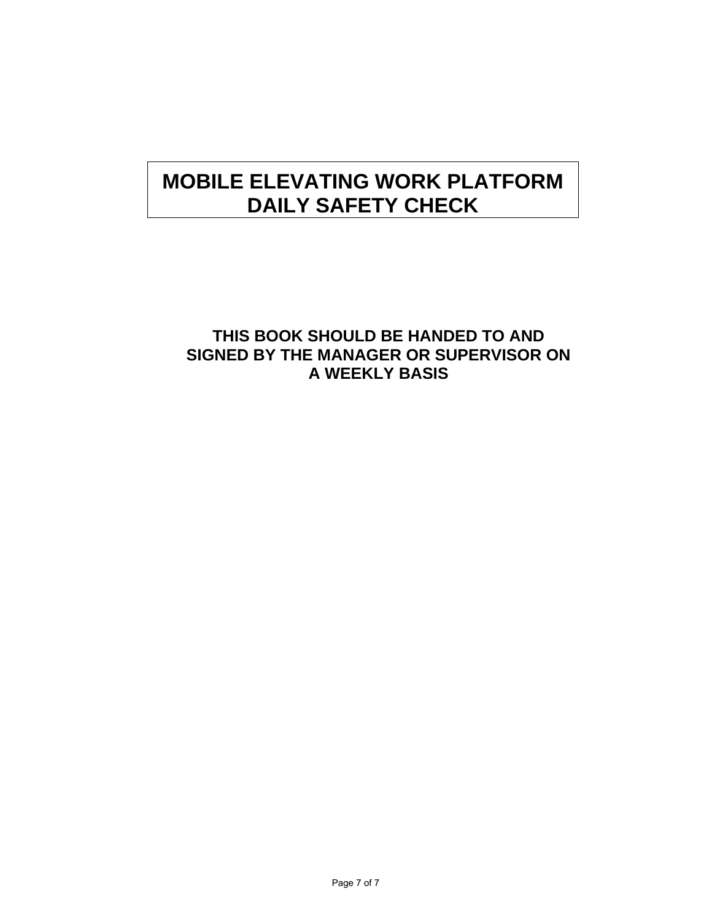# MOBILE ELEVATING WORK PLATFORM DAILY SAFETY CHECK

**THIS BOOK SHOULD BE HANDED TO AND SIGNED BY THE MANAGER OR SUPERVISOR ON A WEEKLY BASIS**